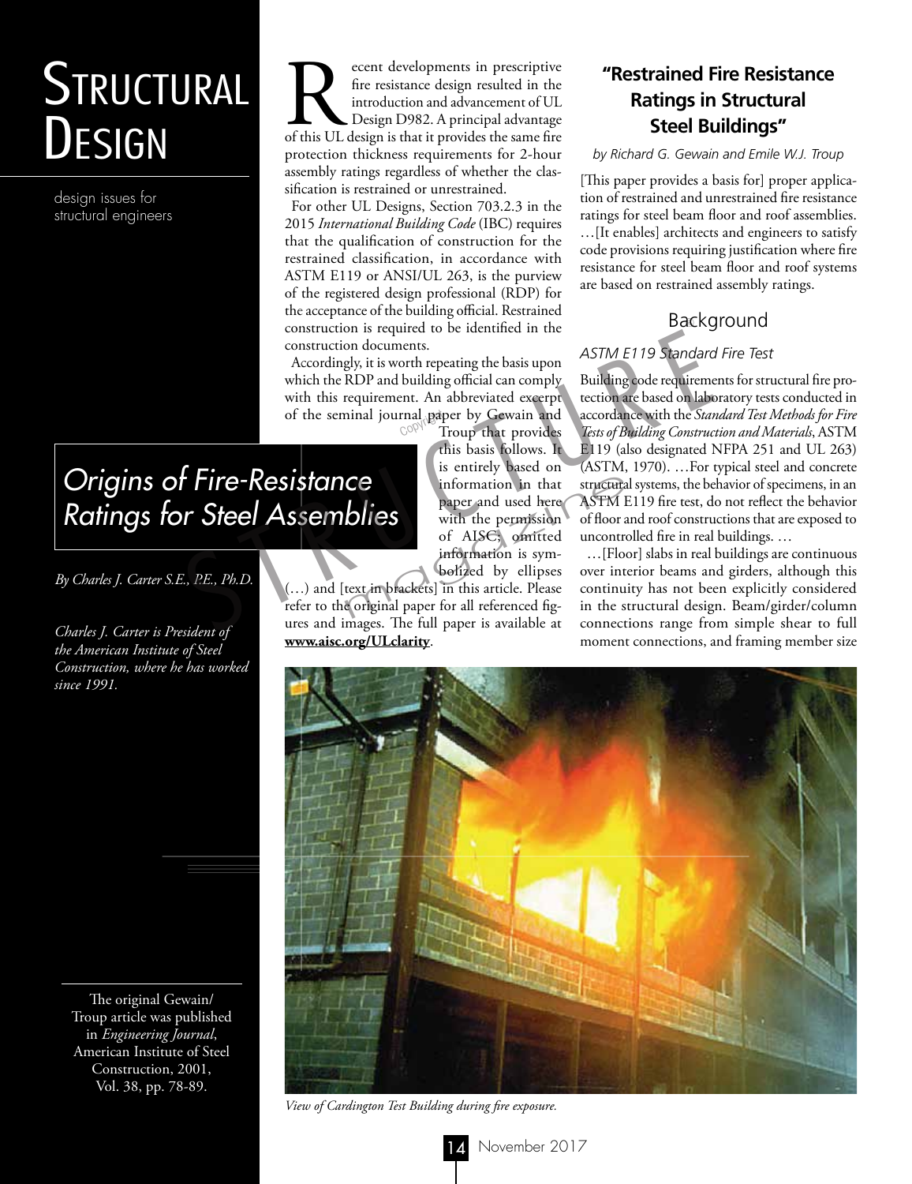# Structural Design

design issues for structural engineers

## Origins of Fire-Resistance Ratings for Steel Assemblies

*By Charles J. Carter S.E., P.E., Ph.D.*

*Charles J. Carter is President of the American Institute of Steel Construction, where he has worked since 1991.*

The original Gewain/Troup article was published in *Engineering Journal*, American Institute of Steel Construction, 2001, Vol. 38, pp. 78-89.

Recent developments in prescriptive fire resistance design resulted in the introduction and advancement of UL Design D982. A principal advantage of this UL design is that it provides the same fire protection thickness requirements for 2-hour assembly ratings regardless of whether the classification is restrained or unrestrained.

For other UL Designs, Section 703.2.3 in the 2015 *International Building Code* (IBC) requires that the qualification of construction for the restrained classification, in accordance with ASTM E119 or ANSI/UL 263, is the purview of the registered design professional (RDP) for the acceptance of the building official. Restrained construction is required to be identified in the construction documents.

Accordingly, it is worth repeating the basis upon which the RDP and building official can comply with this requirement. An abbreviated excerpt of the seminal journal paper by Gewain and Troup that provides this basis follows. It is entirely based on information in that paper and used here with the permission of AISC; omitted information is symbolized by ellipses (…) and [text in brackets] in this article. Please refer to the original paper for all referenced figures and images. The full paper is available at **www.aisc.org/ULclarity**.

### "Restrained Fire Resistance Ratings in Structural Steel Buildings"

*by Richard G. Gewain and Emile W.J. Troup*

[This paper provides a basis for] proper application of restrained and unrestrained fire resistance ratings for steel beam floor and roof assemblies. …[It enables] architects and engineers to satisfy code provisions requiring justification where fire resistance for steel beam floor and roof systems are based on restrained assembly ratings.

## Background

### ASTM E119 Standard Fire Test

Building code requirements for structural fire protection are based on laboratory tests conducted in accordance with the *Standard Test Methods for Fire Tests of Building Construction and Materials*, ASTM E119 (also designated NFPA 251 and UL 263) (ASTM, 1970). …For typical steel and concrete structural systems, the behavior of specimens, in an ASTM E119 fire test, do not reflect the behavior of floor and roof constructions that are exposed to uncontrolled fire in real buildings. …

…[Floor] slabs in real buildings are continuous over interior beams and girders, although this continuity has not been explicitly considered in the structural design. Beam/girder/column connections range from simple shear to full moment connections, and framing member size

*View of Cardington Test Building during fire exposure.*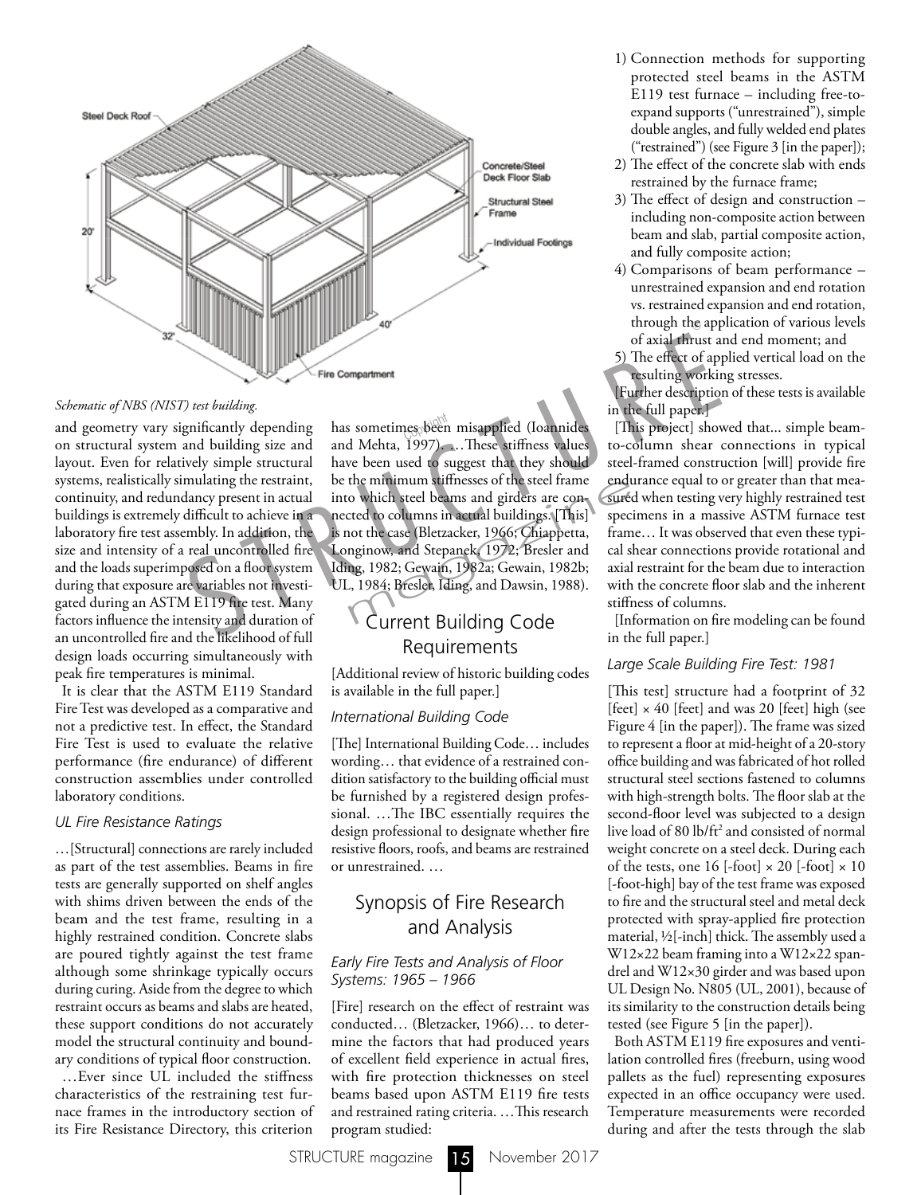*Schematic of NBS (NIST) test building.*

and geometry vary significantly depending on structural system and building size and layout. Even for relatively simple structural systems, realistically simulating the restraint, continuity, and redundancy present in actual buildings is extremely difficult to achieve in a laboratory fire test assembly. In addition, the size and intensity of a real uncontrolled fire and the loads superimposed on a floor system during that exposure are variables not investigated during an ASTM E119 fire test. Many factors influence the intensity and duration of an uncontrolled fire and the likelihood of full design loads occurring simultaneously with peak fire temperatures is minimal.

It is clear that the ASTM E119 Standard Fire Test was developed as a comparative and not a predictive test. In effect, the Standard Fire Test is used to evaluate the relative performance (fire endurance) of different construction assemblies under controlled laboratory conditions.

### UL Fire Resistance Ratings

…[Structural] connections are rarely included as part of the test assemblies. Beams in fire tests are generally supported on shelf angles with shims driven between the ends of the beam and the test frame, resulting in a highly restrained condition. Concrete slabs are poured tightly against the test frame although some shrinkage typically occurs during curing. Aside from the degree to which restraint occurs as beams and slabs are heated, these support conditions do not accurately model the structural continuity and boundary conditions of typical floor construction.

…Ever since UL included the stiffness characteristics of the restraining test furnace frames in the introductory section of its Fire Resistance Directory, this criterion has sometimes been misapplied (Ioannides and Mehta, 1997). …These stiffness values have been used to suggest that they should be the minimum stiffnesses of the steel frame into which steel beams and girders are connected to columns in actual buildings. [This] is not the case (Bletzacker, 1966; Chiappetta, Longinow, and Stepanek, 1972; Bresler and Iding, 1982; Gewain, 1982a; Gewain, 1982b; UL, 1984; Bresler, Iding, and Dawsin, 1988).

## Current Building Code Requirements

[Additional review of historic building codes is available in the full paper.]

### International Building Code

[The] International Building Code… includes wording… that evidence of a restrained condition satisfactory to the building official must be furnished by a registered design professional. …The IBC essentially requires the design professional to designate whether fire resistive floors, roofs, and beams are restrained or unrestrained. …

## Synopsis of Fire Research and Analysis

### Early Fire Tests and Analysis of Floor Systems: 1965 – 1966

[Fire] research on the effect of restraint was conducted… (Bletzacker, 1966)… to determine the factors that had produced years of excellent field experience in actual fires, with fire protection thicknesses on steel beams based upon ASTM E119 fire tests and restrained rating criteria. …This research program studied:

1) Connection methods for supporting protected steel beams in the ASTM E119 test furnace – including free-to-expand supports ("unrestrained"), simple double angles, and fully welded end plates ("restrained") (see Figure 3 [in the paper]);
2) The effect of the concrete slab with ends restrained by the furnace frame;
3) The effect of design and construction – including non-composite action between beam and slab, partial composite action, and fully composite action;
4) Comparisons of beam performance – unrestrained expansion and end rotation vs. restrained expansion and end rotation, through the application of various levels of axial thrust and end moment; and
5) The effect of applied vertical load on the resulting working stresses.

[Further description of these tests is available in the full paper.]

[This project] showed that... simple beam-to-column shear connections in typical steel-framed construction [will] provide fire endurance equal to or greater than that measured when testing very highly restrained test specimens in a massive ASTM furnace test frame… It was observed that even these typical shear connections provide rotational and axial restraint for the beam due to interaction with the concrete floor slab and the inherent stiffness of columns.

[Information on fire modeling can be found in the full paper.]

### Large Scale Building Fire Test: 1981

[This test] structure had a footprint of 32 [feet] × 40 [feet] and was 20 [feet] high (see Figure 4 [in the paper]). The frame was sized to represent a floor at mid-height of a 20-story office building and was fabricated of hot rolled structural steel sections fastened to columns with high-strength bolts. The floor slab at the second-floor level was subjected to a design live load of 80 lb/ft$^2$ and consisted of normal weight concrete on a steel deck. During each of the tests, one 16 [-foot] × 20 [-foot] × 10 [-foot-high] bay of the test frame was exposed to fire and the structural steel and metal deck protected with spray-applied fire protection material, ½[-inch] thick. The assembly used a W12×22 beam framing into a W12×22 spandrel and W12×30 girder and was based upon UL Design No. N805 (UL, 2001), because of its similarity to the construction details being tested (see Figure 5 [in the paper]).

Both ASTM E119 fire exposures and ventilation controlled fires (freeburn, using wood pallets as the fuel) representing exposures expected in an office occupancy were used. Temperature measurements were recorded during and after the tests through the slab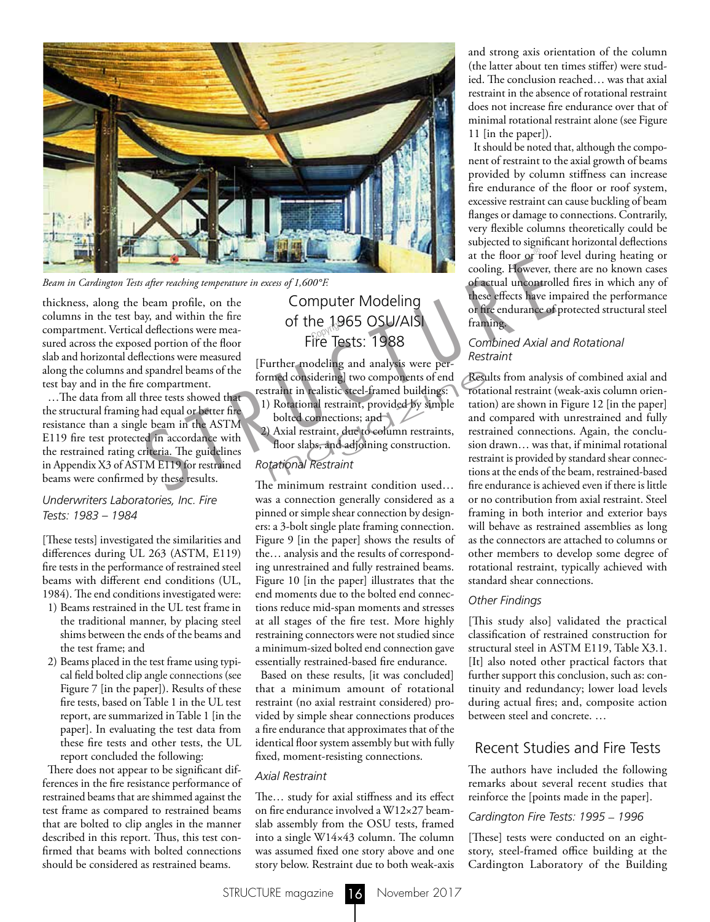*Beam in Cardington Tests after reaching temperature in excess of 1,600°F.*

thickness, along the beam profile, on the columns in the test bay, and within the fire compartment. Vertical deflections were measured across the exposed portion of the floor slab and horizontal deflections were measured along the columns and spandrel beams of the test bay and in the fire compartment.

…The data from all three tests showed that the structural framing had equal or better fire resistance than a single beam in the ASTM E119 fire test protected in accordance with the restrained rating criteria. The guidelines in Appendix X3 of ASTM E119 for restrained beams were confirmed by these results.

### Underwriters Laboratories, Inc. Fire Tests: 1983 – 1984

[These tests] investigated the similarities and differences during UL 263 (ASTM, E119) fire tests in the performance of restrained steel beams with different end conditions (UL, 1984). The end conditions investigated were:

1) Beams restrained in the UL test frame in the traditional manner, by placing steel shims between the ends of the beams and the test frame; and
2) Beams placed in the test frame using typical field bolted clip angle connections (see Figure 7 [in the paper]). Results of these fire tests, based on Table 1 in the UL test report, are summarized in Table 1 [in the paper]. In evaluating the test data from these fire tests and other tests, the UL report concluded the following:

There does not appear to be significant differences in the fire resistance performance of restrained beams that are shimmed against the test frame as compared to restrained beams that are bolted to clip angles in the manner described in this report. Thus, this test confirmed that beams with bolted connections should be considered as restrained beams.

## Computer Modeling of the 1965 OSU/AISI Fire Tests: 1988

[Further modeling and analysis were performed considering] two components of end restraint in realistic steel-framed buildings:

1) Rotational restraint, provided by simple bolted connections; and
2) Axial restraint, due to column restraints, floor slabs, and adjoining construction.

### Rotational Restraint

The minimum restraint condition used… was a connection generally considered as a pinned or simple shear connection by designers: a 3-bolt single plate framing connection. Figure 9 [in the paper] shows the results of the… analysis and the results of corresponding unrestrained and fully restrained beams. Figure 10 [in the paper] illustrates that the end moments due to the bolted end connections reduce mid-span moments and stresses at all stages of the fire test. More highly restraining connectors were not studied since a minimum-sized bolted end connection gave essentially restrained-based fire endurance.

Based on these results, [it was concluded] that a minimum amount of rotational restraint (no axial restraint considered) provided by simple shear connections produces a fire endurance that approximates that of the identical floor system assembly but with fully fixed, moment-resisting connections.

### Axial Restraint

The… study for axial stiffness and its effect on fire endurance involved a W12×27 beam-slab assembly from the OSU tests, framed into a single W14×43 column. The column was assumed fixed one story above and one story below. Restraint due to both weak-axis and strong axis orientation of the column (the latter about ten times stiffer) were studied. The conclusion reached… was that axial restraint in the absence of rotational restraint does not increase fire endurance over that of minimal rotational restraint alone (see Figure 11 [in the paper]).

It should be noted that, although the component of restraint to the axial growth of beams provided by column stiffness can increase fire endurance of the floor or roof system, excessive restraint can cause buckling of beam flanges or damage to connections. Contrarily, very flexible columns theoretically could be subjected to significant horizontal deflections at the floor or roof level during heating or cooling. However, there are no known cases of actual uncontrolled fires in which any of these effects have impaired the performance or fire endurance of protected structural steel framing.

### Combined Axial and Rotational Restraint

Results from analysis of combined axial and rotational restraint (weak-axis column orientation) are shown in Figure 12 [in the paper] and compared with unrestrained and fully restrained connections. Again, the conclusion drawn… was that, if minimal rotational restraint is provided by standard shear connections at the ends of the beam, restrained-based fire endurance is achieved even if there is little or no contribution from axial restraint. Steel framing in both interior and exterior bays will behave as restrained assemblies as long as the connectors are attached to columns or other members to develop some degree of rotational restraint, typically achieved with standard shear connections.

### Other Findings

[This study also] validated the practical classification of restrained construction for structural steel in ASTM E119, Table X3.1. [It] also noted other practical factors that further support this conclusion, such as: continuity and redundancy; lower load levels during actual fires; and, composite action between steel and concrete. …

## Recent Studies and Fire Tests

The authors have included the following remarks about several recent studies that reinforce the [points made in the paper].

### Cardington Fire Tests: 1995 – 1996

[These] tests were conducted on an eight-story, steel-framed office building at the Cardington Laboratory of the Building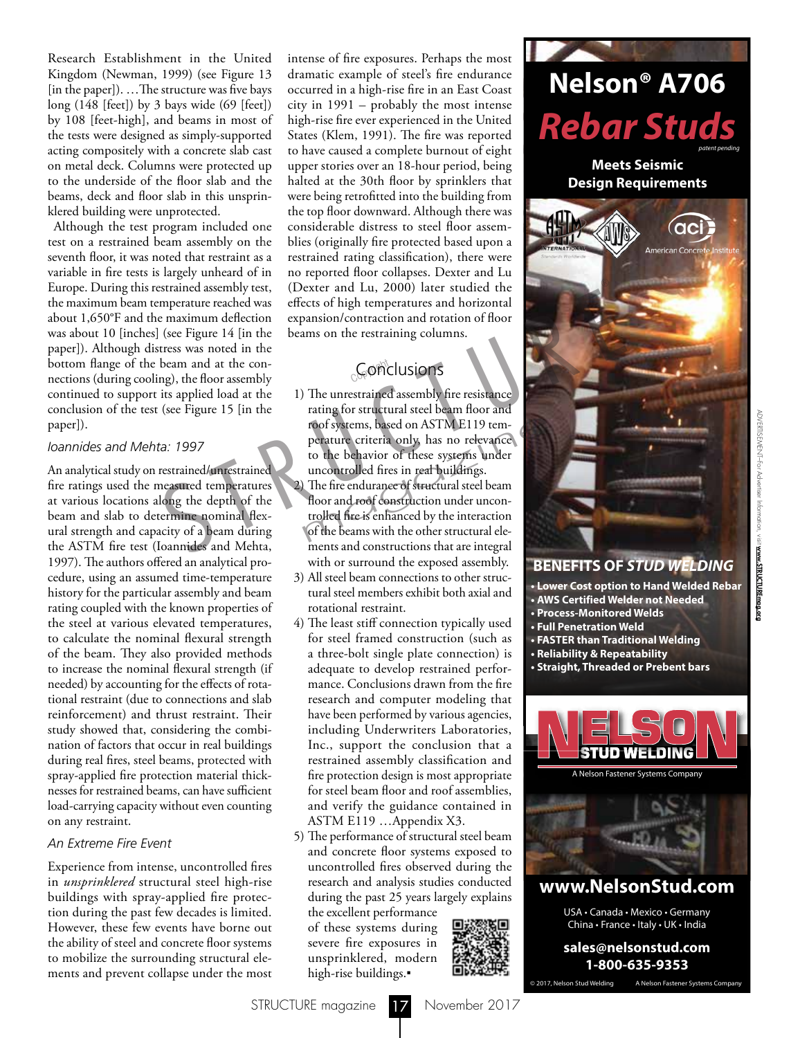Research Establishment in the United Kingdom (Newman, 1999) (see Figure 13 [in the paper]). …The structure was five bays long (148 [feet]) by 3 bays wide (69 [feet]) by 108 [feet-high], and beams in most of the tests were designed as simply-supported acting compositely with a concrete slab cast on metal deck. Columns were protected up to the underside of the floor slab and the beams, deck and floor slab in this unsprinklered building were unprotected.

Although the test program included one test on a restrained beam assembly on the seventh floor, it was noted that restraint as a variable in fire tests is largely unheard of in Europe. During this restrained assembly test, the maximum beam temperature reached was about 1,650°F and the maximum deflection was about 10 [inches] (see Figure 14 [in the paper]). Although distress was noted in the bottom flange of the beam and at the connections (during cooling), the floor assembly continued to support its applied load at the conclusion of the test (see Figure 15 [in the paper]).

### *Ioannides and Mehta: 1997*

An analytical study on restrained/unrestrained fire ratings used the measured temperatures at various locations along the depth of the beam and slab to determine nominal flexural strength and capacity of a beam during the ASTM fire test (Ioannides and Mehta, 1997). The authors offered an analytical procedure, using an assumed time-temperature history for the particular assembly and beam rating coupled with the known properties of the steel at various elevated temperatures, to calculate the nominal flexural strength of the beam. They also provided methods to increase the nominal flexural strength (if needed) by accounting for the effects of rotational restraint (due to connections and slab reinforcement) and thrust restraint. Their study showed that, considering the combination of factors that occur in real buildings during real fires, steel beams, protected with spray-applied fire protection material thicknesses for restrained beams, can have sufficient load-carrying capacity without even counting on any restraint.

### *An Extreme Fire Event*

Experience from intense, uncontrolled fires in *unsprinklered* structural steel high-rise buildings with spray-applied fire protection during the past few decades is limited. However, these few events have borne out the ability of steel and concrete floor systems to mobilize the surrounding structural elements and prevent collapse under the most intense of fire exposures. Perhaps the most dramatic example of steel's fire endurance occurred in a high-rise fire in an East Coast city in 1991 – probably the most intense high-rise fire ever experienced in the United States (Klem, 1991). The fire was reported to have caused a complete burnout of eight upper stories over an 18-hour period, being halted at the 30th floor by sprinklers that were being retrofitted into the building from the top floor downward. Although there was considerable distress to steel floor assemblies (originally fire protected based upon a restrained rating classification), there were no reported floor collapses. Dexter and Lu (Dexter and Lu, 2000) later studied the effects of high temperatures and horizontal expansion/contraction and rotation of floor beams on the restraining columns.

## Conclusions

1) The unrestrained assembly fire resistance rating for structural steel beam floor and roof systems, based on ASTM E119 temperature criteria only, has no relevance to the behavior of these systems under uncontrolled fires in real buildings.
2) The fire endurance of structural steel beam floor and roof construction under uncontrolled fire is enhanced by the interaction of the beams with the other structural elements and constructions that are integral with or surround the exposed assembly.
3) All steel beam connections to other structural steel members exhibit both axial and rotational restraint.
4) The least stiff connection typically used for steel framed construction (such as a three-bolt single plate connection) is adequate to develop restrained performance. Conclusions drawn from the fire research and computer modeling that have been performed by various agencies, including Underwriters Laboratories, Inc., support the conclusion that a restrained assembly classification and fire protection design is most appropriate for steel beam floor and roof assemblies, and verify the guidance contained in ASTM E119 …Appendix X3.
5) The performance of structural steel beam and concrete floor systems exposed to uncontrolled fires observed during the research and analysis studies conducted during the past 25 years largely explains the excellent performance of these systems during severe fire exposures in unsprinklered, modern high-rise buildings.▪